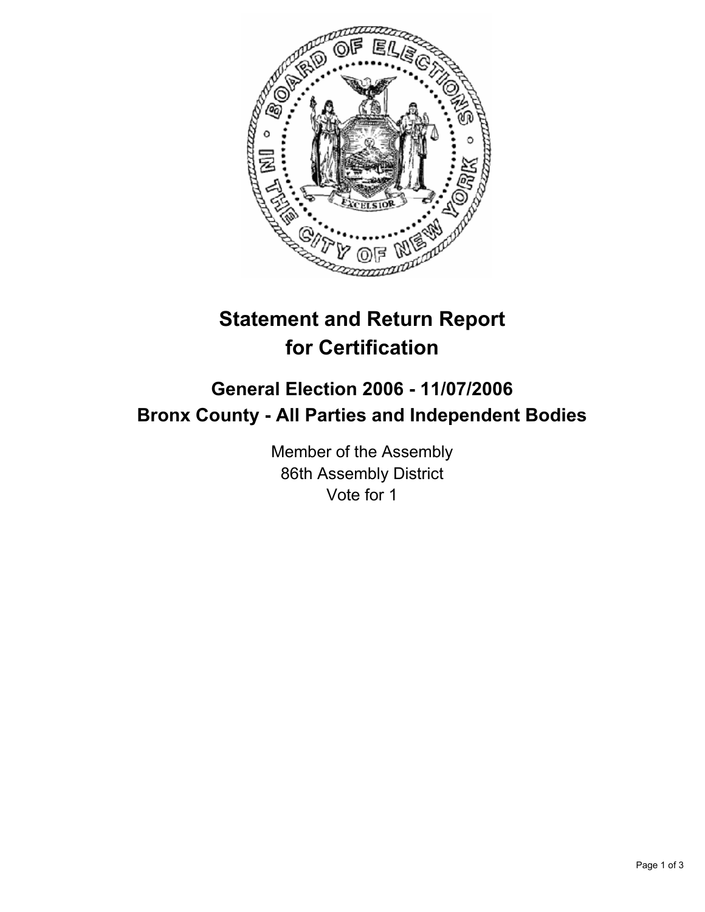# Statement and Return Report for Certification

## General Election 2006 - 11/07/2006
## Bronx County - All Parties and Independent Bodies

Member of the Assembly
86th Assembly District
Vote for 1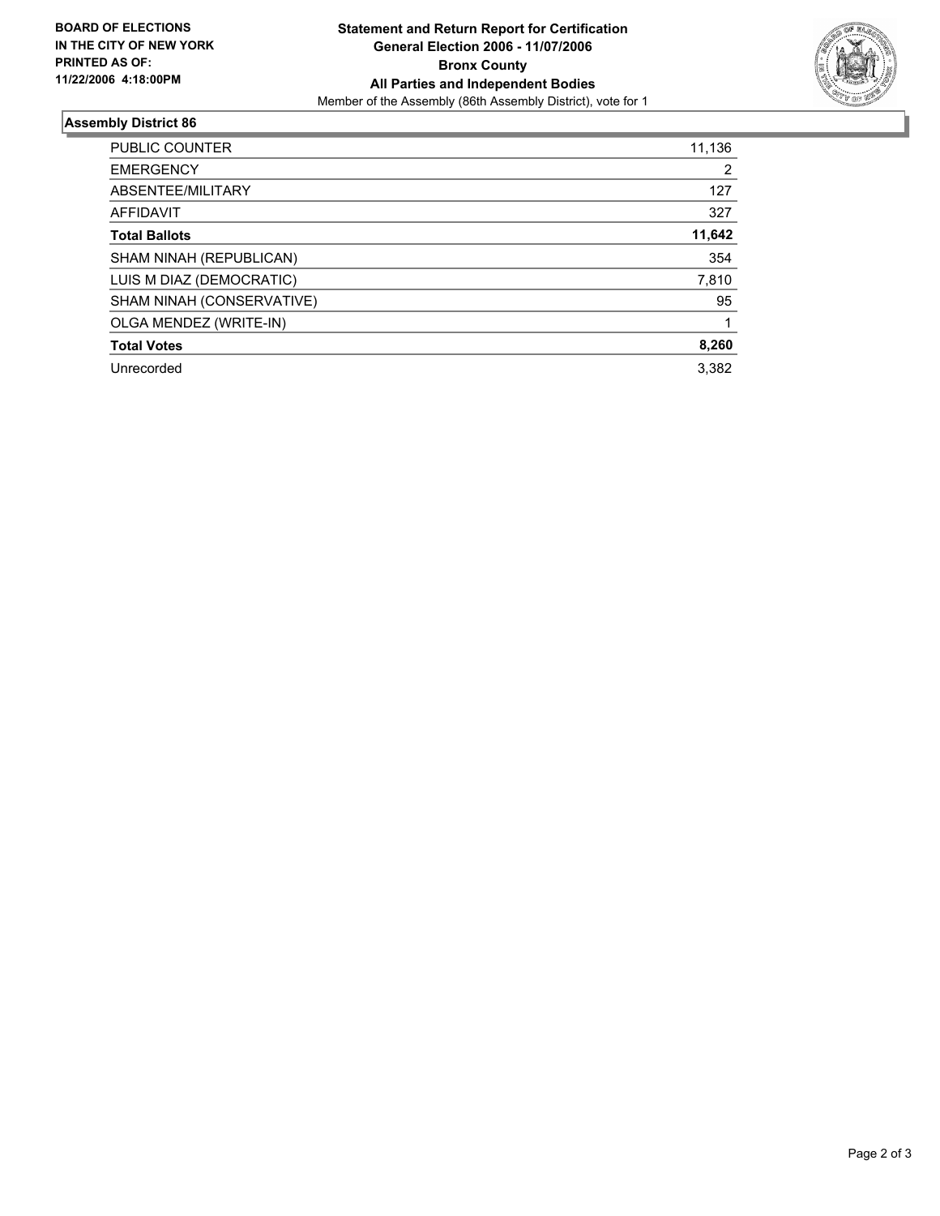**BOARD OF ELECTIONS IN THE CITY OF NEW YORK PRINTED AS OF: 11/22/2006 4:18:00PM**

**Statement and Return Report for Certification**
**General Election 2006 - 11/07/2006**
**Bronx County**
**All Parties and Independent Bodies**
Member of the Assembly (86th Assembly District), vote for 1

## Assembly District 86

| | |
|---|---|
| PUBLIC COUNTER | 11,136 |
| EMERGENCY | 2 |
| ABSENTEE/MILITARY | 127 |
| AFFIDAVIT | 327 |
| **Total Ballots** | **11,642** |
| SHAM NINAH (REPUBLICAN) | 354 |
| LUIS M DIAZ (DEMOCRATIC) | 7,810 |
| SHAM NINAH (CONSERVATIVE) | 95 |
| OLGA MENDEZ (WRITE-IN) | 1 |
| **Total Votes** | **8,260** |
| Unrecorded | 3,382 |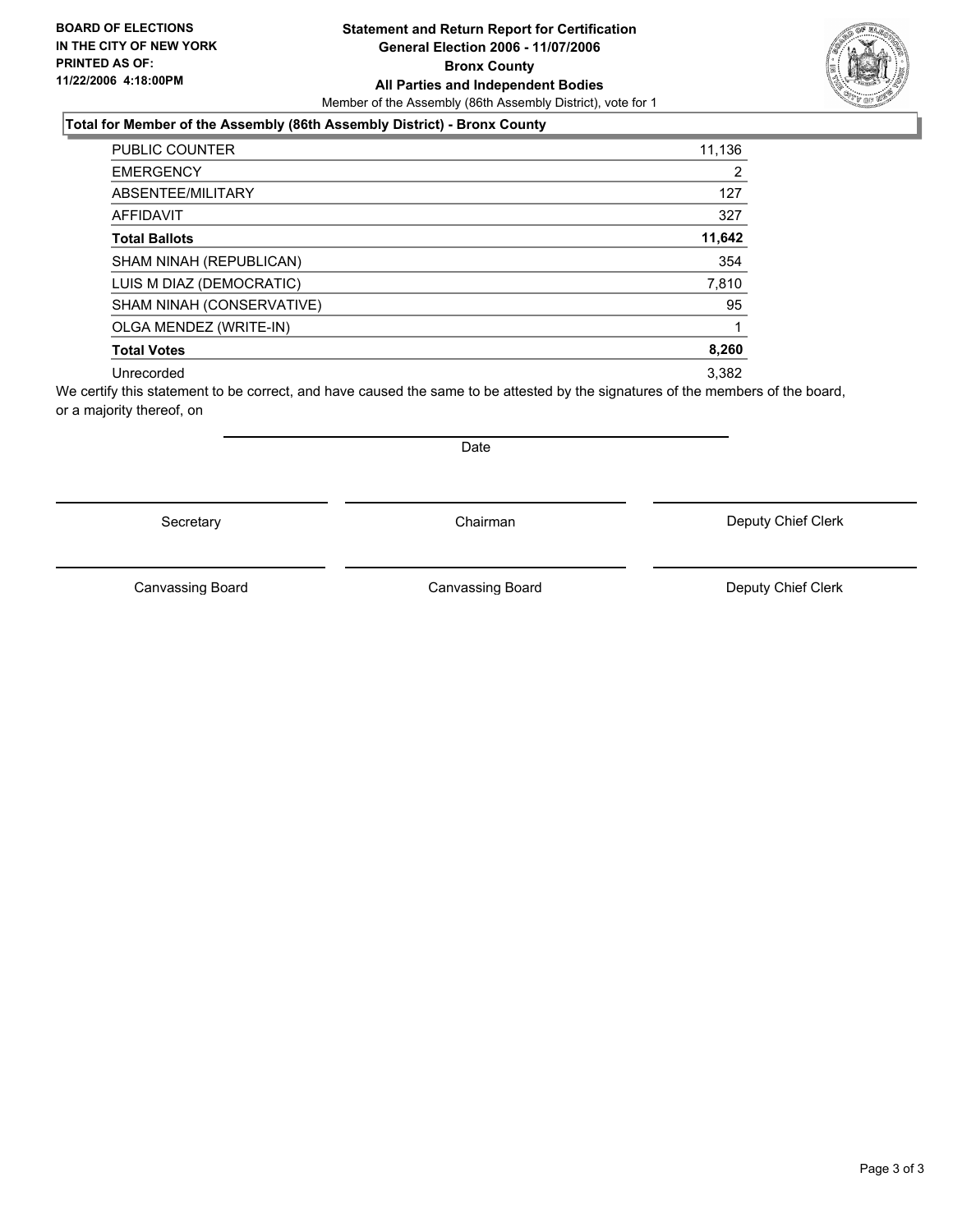**BOARD OF ELECTIONS IN THE CITY OF NEW YORK PRINTED AS OF: 11/22/2006 4:18:00PM**

**Statement and Return Report for Certification General Election 2006 - 11/07/2006 Bronx County All Parties and Independent Bodies**

Member of the Assembly (86th Assembly District), vote for 1

## Total for Member of the Assembly (86th Assembly District) - Bronx County

| | |
|---|---|
| PUBLIC COUNTER | 11,136 |
| EMERGENCY | 2 |
| ABSENTEE/MILITARY | 127 |
| AFFIDAVIT | 327 |
| **Total Ballots** | **11,642** |
| SHAM NINAH (REPUBLICAN) | 354 |
| LUIS M DIAZ (DEMOCRATIC) | 7,810 |
| SHAM NINAH (CONSERVATIVE) | 95 |
| OLGA MENDEZ (WRITE-IN) | 1 |
| **Total Votes** | **8,260** |
| Unrecorded | 3,382 |

We certify this statement to be correct, and have caused the same to be attested by the signatures of the members of the board, or a majority thereof, on

Date

Secretary

Chairman

Deputy Chief Clerk

Canvassing Board

Canvassing Board

Deputy Chief Clerk